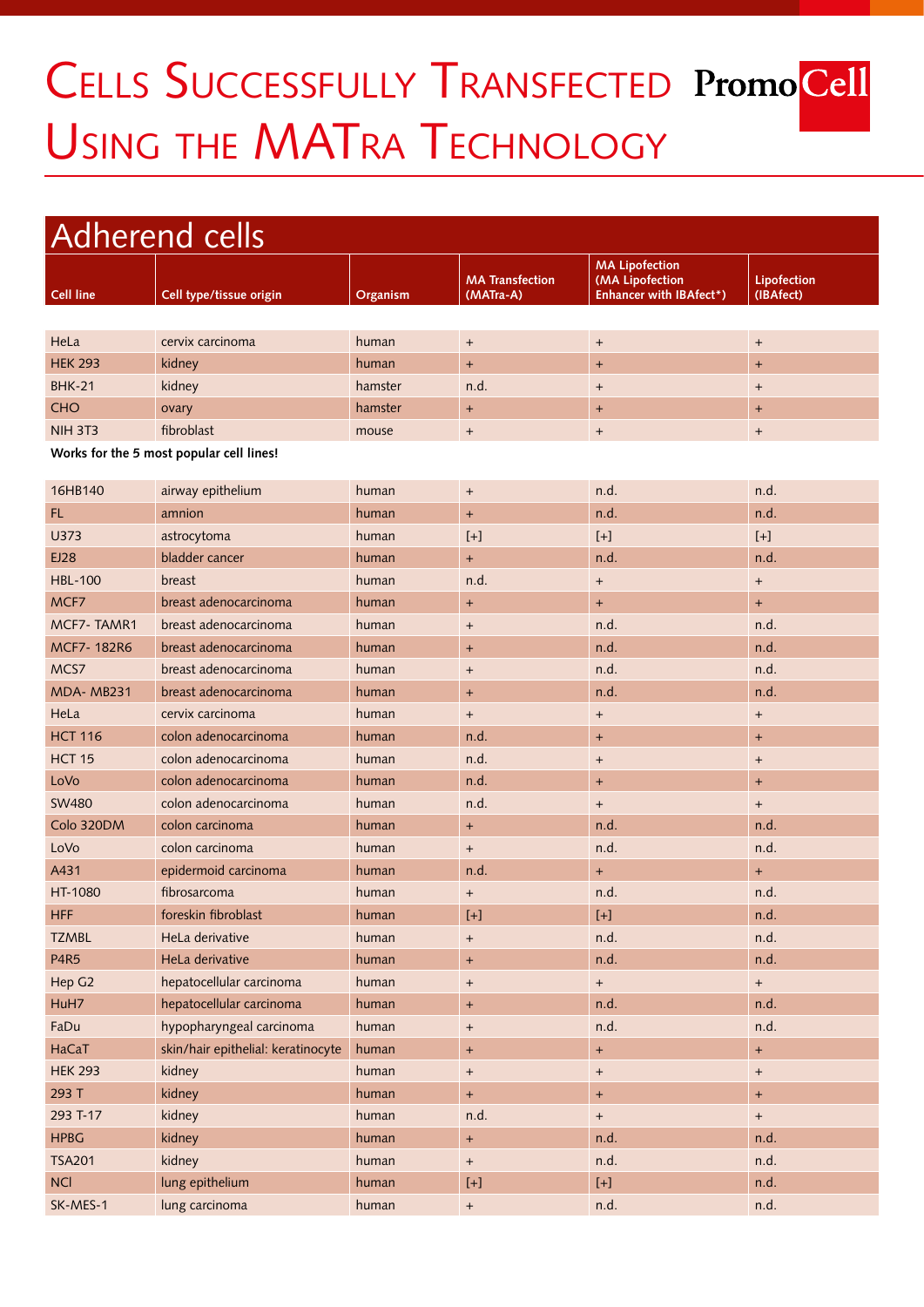# Cells Successfully Transfected Using the MATra Technology

PromoCell

## Adherend cells

| Cell line | Cell type/tissue origin | Organism | MA Transfection (MATra-A) | MA Lipofection (MA Lipofection Enhancer with IBAfect*) | Lipofection (IBAfect) |
|---|---|---|---|---|---|
| HeLa | cervix carcinoma | human | + | + | + |
| HEK 293 | kidney | human | + | + | + |
| BHK-21 | kidney | hamster | n.d. | + | + |
| CHO | ovary | hamster | + | + | + |
| NIH 3T3 | fibroblast | mouse | + | + | + |

**Works for the 5 most popular cell lines!**

| Cell line | Cell type/tissue origin | Organism | MA Transfection (MATra-A) | MA Lipofection (MA Lipofection Enhancer with IBAfect*) | Lipofection (IBAfect) |
|---|---|---|---|---|---|
| 16HB140 | airway epithelium | human | + | n.d. | n.d. |
| FL | amnion | human | + | n.d. | n.d. |
| U373 | astrocytoma | human | [+] | [+] | [+] |
| EJ28 | bladder cancer | human | + | n.d. | n.d. |
| HBL-100 | breast | human | n.d. | + | + |
| MCF7 | breast adenocarcinoma | human | + | + | + |
| MCF7- TAMR1 | breast adenocarcinoma | human | + | n.d. | n.d. |
| MCF7- 182R6 | breast adenocarcinoma | human | + | n.d. | n.d. |
| MCS7 | breast adenocarcinoma | human | + | n.d. | n.d. |
| MDA- MB231 | breast adenocarcinoma | human | + | n.d. | n.d. |
| HeLa | cervix carcinoma | human | + | + | + |
| HCT 116 | colon adenocarcinoma | human | n.d. | + | + |
| HCT 15 | colon adenocarcinoma | human | n.d. | + | + |
| LoVo | colon adenocarcinoma | human | n.d. | + | + |
| SW480 | colon adenocarcinoma | human | n.d. | + | + |
| Colo 320DM | colon carcinoma | human | + | n.d. | n.d. |
| LoVo | colon carcinoma | human | + | n.d. | n.d. |
| A431 | epidermoid carcinoma | human | n.d. | + | + |
| HT-1080 | fibrosarcoma | human | + | n.d. | n.d. |
| HFF | foreskin fibroblast | human | [+] | [+] | n.d. |
| TZMBL | HeLa derivative | human | + | n.d. | n.d. |
| P4R5 | HeLa derivative | human | + | n.d. | n.d. |
| Hep G2 | hepatocellular carcinoma | human | + | + | + |
| HuH7 | hepatocellular carcinoma | human | + | n.d. | n.d. |
| FaDu | hypopharyngeal carcinoma | human | + | n.d. | n.d. |
| HaCaT | skin/hair epithelial: keratinocyte | human | + | + | + |
| HEK 293 | kidney | human | + | + | + |
| 293 T | kidney | human | + | + | + |
| 293 T-17 | kidney | human | n.d. | + | + |
| HPBG | kidney | human | + | n.d. | n.d. |
| TSA201 | kidney | human | + | n.d. | n.d. |
| NCI | lung epithelium | human | [+] | [+] | n.d. |
| SK-MES-1 | lung carcinoma | human | + | n.d. | n.d. |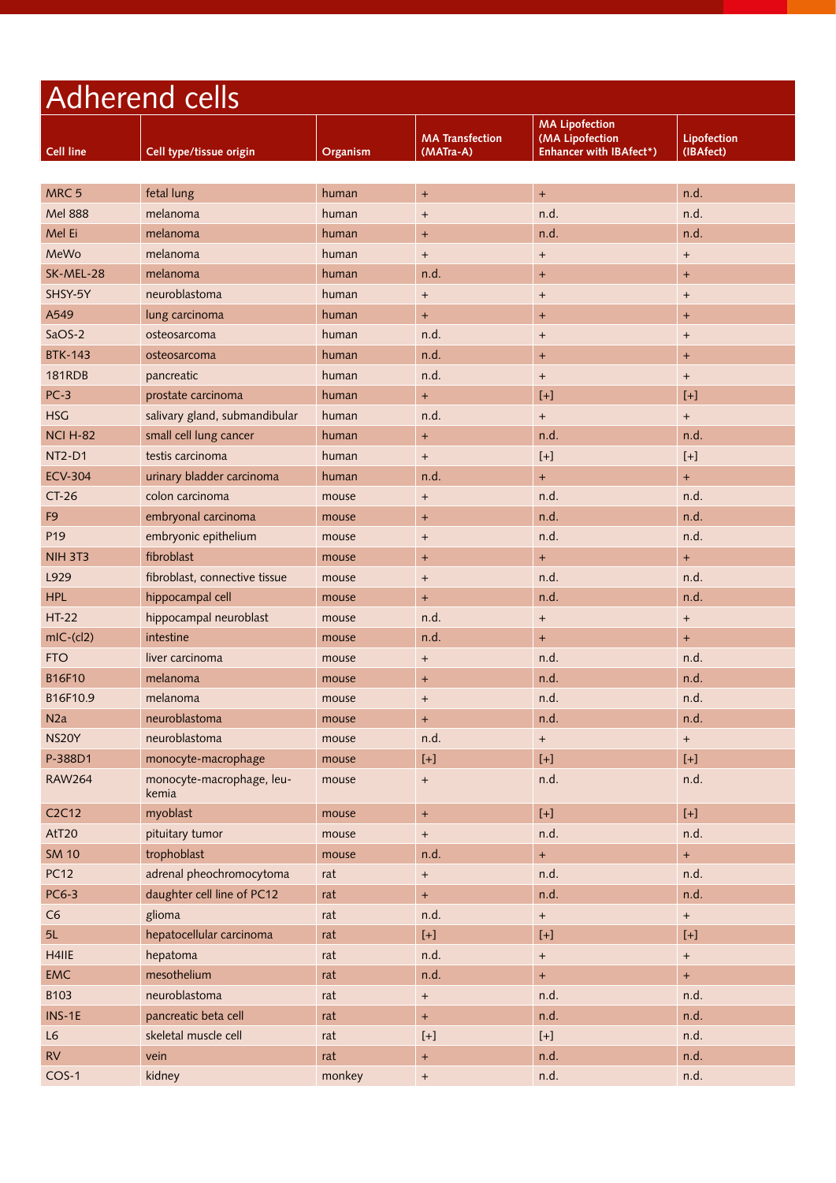# Adherend cells

| Cell line | Cell type/tissue origin | Organism | MA Transfection (MATra-A) | MA Lipofection (MA Lipofection Enhancer with IBAfect*) | Lipofection (IBAfect) |
|---|---|---|---|---|---|
| MRC 5 | fetal lung | human | + | + | n.d. |
| Mel 888 | melanoma | human | + | n.d. | n.d. |
| Mel Ei | melanoma | human | + | n.d. | n.d. |
| MeWo | melanoma | human | + | + | + |
| SK-MEL-28 | melanoma | human | n.d. | + | + |
| SHSY-5Y | neuroblastoma | human | + | + | + |
| A549 | lung carcinoma | human | + | + | + |
| SaOS-2 | osteosarcoma | human | n.d. | + | + |
| BTK-143 | osteosarcoma | human | n.d. | + | + |
| 181RDB | pancreatic | human | n.d. | + | + |
| PC-3 | prostate carcinoma | human | + | [+] | [+] |
| HSG | salivary gland, submandibular | human | n.d. | + | + |
| NCI H-82 | small cell lung cancer | human | + | n.d. | n.d. |
| NT2-D1 | testis carcinoma | human | + | [+] | [+] |
| ECV-304 | urinary bladder carcinoma | human | n.d. | + | + |
| CT-26 | colon carcinoma | mouse | + | n.d. | n.d. |
| F9 | embryonal carcinoma | mouse | + | n.d. | n.d. |
| P19 | embryonic epithelium | mouse | + | n.d. | n.d. |
| NIH 3T3 | fibroblast | mouse | + | + | + |
| L929 | fibroblast, connective tissue | mouse | + | n.d. | n.d. |
| HPL | hippocampal cell | mouse | + | n.d. | n.d. |
| HT-22 | hippocampal neuroblast | mouse | n.d. | + | + |
| mIC-(cl2) | intestine | mouse | n.d. | + | + |
| FTO | liver carcinoma | mouse | + | n.d. | n.d. |
| B16F10 | melanoma | mouse | + | n.d. | n.d. |
| B16F10.9 | melanoma | mouse | + | n.d. | n.d. |
| N2a | neuroblastoma | mouse | + | n.d. | n.d. |
| NS20Y | neuroblastoma | mouse | n.d. | + | + |
| P-388D1 | monocyte-macrophage | mouse | [+] | [+] | [+] |
| RAW264 | monocyte-macrophage, leukemia | mouse | + | n.d. | n.d. |
| C2C12 | myoblast | mouse | + | [+] | [+] |
| AtT20 | pituitary tumor | mouse | + | n.d. | n.d. |
| SM 10 | trophoblast | mouse | n.d. | + | + |
| PC12 | adrenal pheochromocytoma | rat | + | n.d. | n.d. |
| PC6-3 | daughter cell line of PC12 | rat | + | n.d. | n.d. |
| C6 | glioma | rat | n.d. | + | + |
| 5L | hepatocellular carcinoma | rat | [+] | [+] | [+] |
| H4IIE | hepatoma | rat | n.d. | + | + |
| EMC | mesothelium | rat | n.d. | + | + |
| B103 | neuroblastoma | rat | + | n.d. | n.d. |
| INS-1E | pancreatic beta cell | rat | + | n.d. | n.d. |
| L6 | skeletal muscle cell | rat | [+] | [+] | n.d. |
| RV | vein | rat | + | n.d. | n.d. |
| COS-1 | kidney | monkey | + | n.d. | n.d. |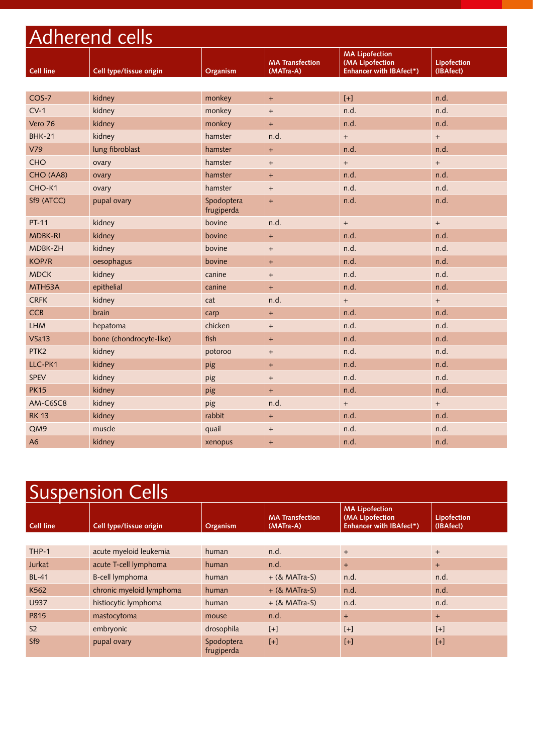# Adherend cells

| Cell line | Cell type/tissue origin | Organism | MA Transfection (MATra-A) | MA Lipofection (MA Lipofection Enhancer with IBAfect*) | Lipofection (IBAfect) |
|---|---|---|---|---|---|
| COS-7 | kidney | monkey | + | [+] | n.d. |
| CV-1 | kidney | monkey | + | n.d. | n.d. |
| Vero 76 | kidney | monkey | + | n.d. | n.d. |
| BHK-21 | kidney | hamster | n.d. | + | + |
| V79 | lung fibroblast | hamster | + | n.d. | n.d. |
| CHO | ovary | hamster | + | + | + |
| CHO (AA8) | ovary | hamster | + | n.d. | n.d. |
| CHO-K1 | ovary | hamster | + | n.d. | n.d. |
| Sf9 (ATCC) | pupal ovary | Spodoptera frugiperda | + | n.d. | n.d. |
| PT-11 | kidney | bovine | n.d. | + | + |
| MDBK-RI | kidney | bovine | + | n.d. | n.d. |
| MDBK-ZH | kidney | bovine | + | n.d. | n.d. |
| KOP/R | oesophagus | bovine | + | n.d. | n.d. |
| MDCK | kidney | canine | + | n.d. | n.d. |
| MTH53A | epithelial | canine | + | n.d. | n.d. |
| CRFK | kidney | cat | n.d. | + | + |
| CCB | brain | carp | + | n.d. | n.d. |
| LHM | hepatoma | chicken | + | n.d. | n.d. |
| VSa13 | bone (chondrocyte-like) | fish | + | n.d. | n.d. |
| PTK2 | kidney | potoroo | + | n.d. | n.d. |
| LLC-PK1 | kidney | pig | + | n.d. | n.d. |
| SPEV | kidney | pig | + | n.d. | n.d. |
| PK15 | kidney | pig | + | n.d. | n.d. |
| AM-C6SC8 | kidney | pig | n.d. | + | + |
| RK 13 | kidney | rabbit | + | n.d. | n.d. |
| QM9 | muscle | quail | + | n.d. | n.d. |
| A6 | kidney | xenopus | + | n.d. | n.d. |

# Suspension Cells

| Cell line | Cell type/tissue origin | Organism | MA Transfection (MATra-A) | MA Lipofection (MA Lipofection Enhancer with IBAfect*) | Lipofection (IBAfect) |
|---|---|---|---|---|---|
| THP-1 | acute myeloid leukemia | human | n.d. | + | + |
| Jurkat | acute T-cell lymphoma | human | n.d. | + | + |
| BL-41 | B-cell lymphoma | human | + (& MATra-S) | n.d. | n.d. |
| K562 | chronic myeloid lymphoma | human | + (& MATra-S) | n.d. | n.d. |
| U937 | histiocytic lymphoma | human | + (& MATra-S) | n.d. | n.d. |
| P815 | mastocytoma | mouse | n.d. | + | + |
| S2 | embryonic | drosophila | [+] | [+] | [+] |
| Sf9 | pupal ovary | Spodoptera frugiperda | [+] | [+] | [+] |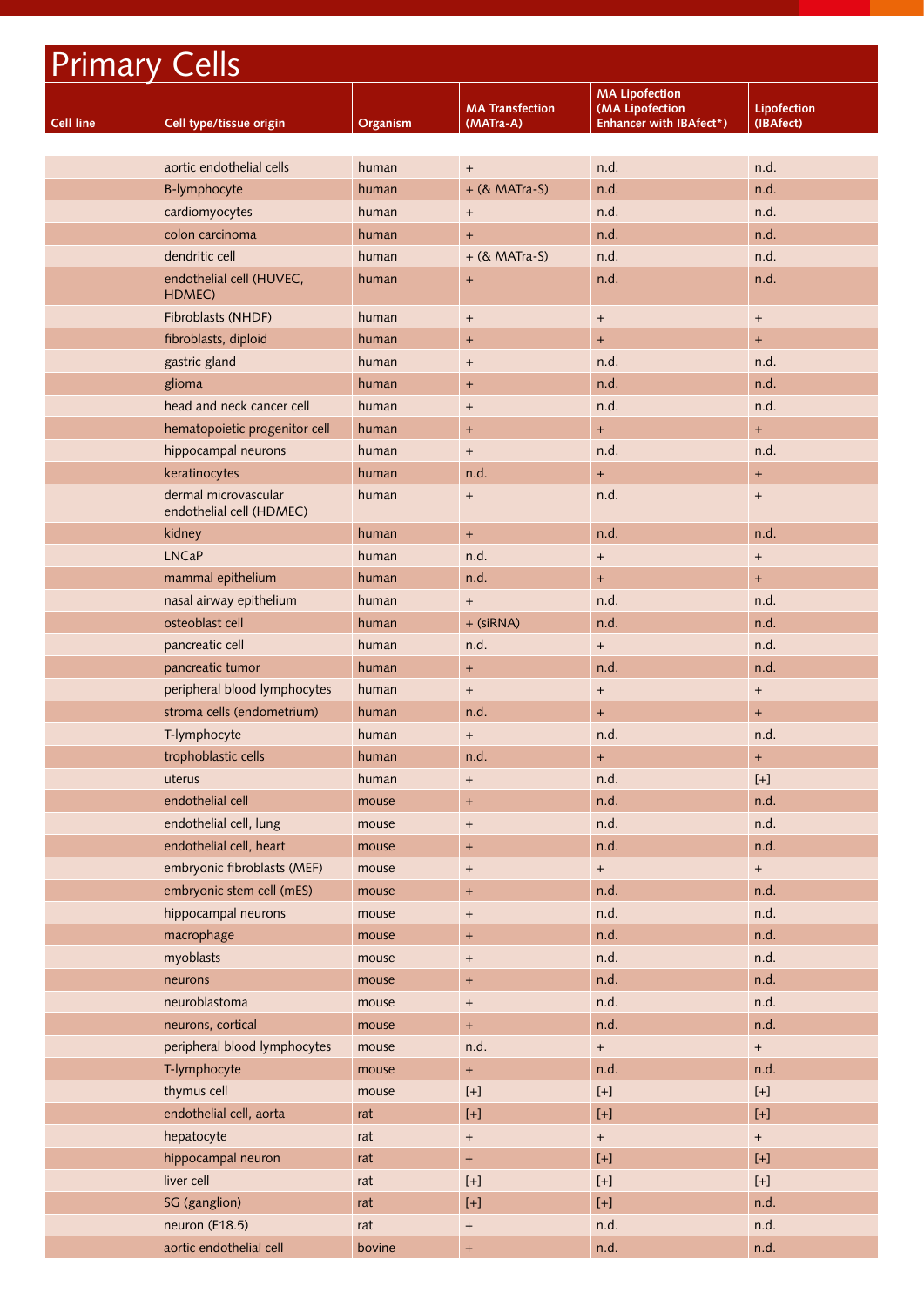# Primary Cells

| Cell line | Cell type/tissue origin | Organism | MA Transfection (MATra-A) | MA Lipofection (MA Lipofection Enhancer with IBAfect*) | Lipofection (IBAfect) |
|---|---|---|---|---|---|
| | aortic endothelial cells | human | + | n.d. | n.d. |
| | B-lymphocyte | human | + (& MATra-S) | n.d. | n.d. |
| | cardiomyocytes | human | + | n.d. | n.d. |
| | colon carcinoma | human | + | n.d. | n.d. |
| | dendritic cell | human | + (& MATra-S) | n.d. | n.d. |
| | endothelial cell (HUVEC, HDMEC) | human | + | n.d. | n.d. |
| | Fibroblasts (NHDF) | human | + | + | + |
| | fibroblasts, diploid | human | + | + | + |
| | gastric gland | human | + | n.d. | n.d. |
| | glioma | human | + | n.d. | n.d. |
| | head and neck cancer cell | human | + | n.d. | n.d. |
| | hematopoietic progenitor cell | human | + | + | + |
| | hippocampal neurons | human | + | n.d. | n.d. |
| | keratinocytes | human | n.d. | + | + |
| | dermal microvascular endothelial cell (HDMEC) | human | + | n.d. | + |
| | kidney | human | + | n.d. | n.d. |
| | LNCaP | human | n.d. | + | + |
| | mammal epithelium | human | n.d. | + | + |
| | nasal airway epithelium | human | + | n.d. | n.d. |
| | osteoblast cell | human | + (siRNA) | n.d. | n.d. |
| | pancreatic cell | human | n.d. | + | n.d. |
| | pancreatic tumor | human | + | n.d. | n.d. |
| | peripheral blood lymphocytes | human | + | + | + |
| | stroma cells (endometrium) | human | n.d. | + | + |
| | T-lymphocyte | human | + | n.d. | n.d. |
| | trophoblastic cells | human | n.d. | + | + |
| | uterus | human | + | n.d. | [+] |
| | endothelial cell | mouse | + | n.d. | n.d. |
| | endothelial cell, lung | mouse | + | n.d. | n.d. |
| | endothelial cell, heart | mouse | + | n.d. | n.d. |
| | embryonic fibroblasts (MEF) | mouse | + | + | + |
| | embryonic stem cell (mES) | mouse | + | n.d. | n.d. |
| | hippocampal neurons | mouse | + | n.d. | n.d. |
| | macrophage | mouse | + | n.d. | n.d. |
| | myoblasts | mouse | + | n.d. | n.d. |
| | neurons | mouse | + | n.d. | n.d. |
| | neuroblastoma | mouse | + | n.d. | n.d. |
| | neurons, cortical | mouse | + | n.d. | n.d. |
| | peripheral blood lymphocytes | mouse | n.d. | + | + |
| | T-lymphocyte | mouse | + | n.d. | n.d. |
| | thymus cell | mouse | [+] | [+] | [+] |
| | endothelial cell, aorta | rat | [+] | [+] | [+] |
| | hepatocyte | rat | + | + | + |
| | hippocampal neuron | rat | + | [+] | [+] |
| | liver cell | rat | [+] | [+] | [+] |
| | SG (ganglion) | rat | [+] | [+] | n.d. |
| | neuron (E18.5) | rat | + | n.d. | n.d. |
| | aortic endothelial cell | bovine | + | n.d. | n.d. |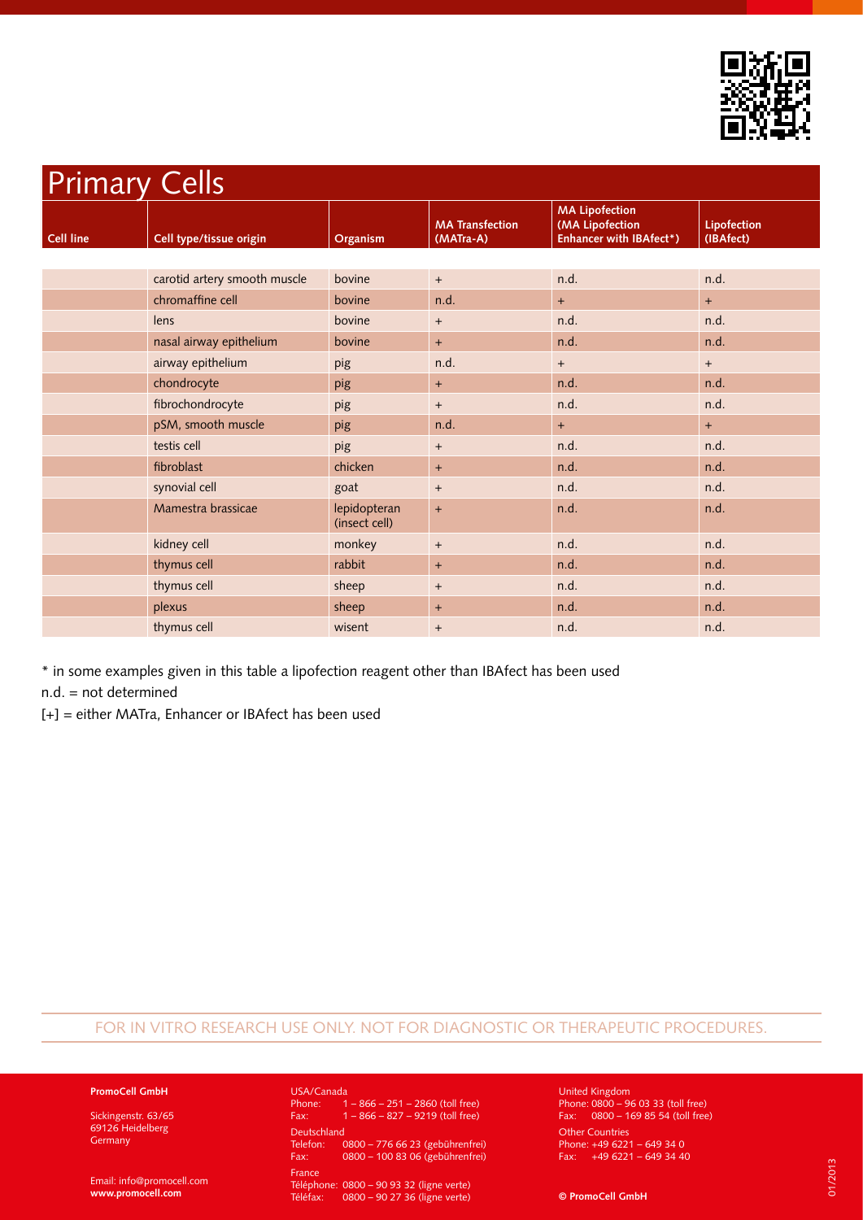# Primary Cells

| Cell line | Cell type/tissue origin | Organism | MA Transfection (MATra-A) | MA Lipofection (MA Lipofection Enhancer with IBAfect*) | Lipofection (IBAfect) |
|---|---|---|---|---|---|
| | carotid artery smooth muscle | bovine | + | n.d. | n.d. |
| | chromaffine cell | bovine | n.d. | + | + |
| | lens | bovine | + | n.d. | n.d. |
| | nasal airway epithelium | bovine | + | n.d. | n.d. |
| | airway epithelium | pig | n.d. | + | + |
| | chondrocyte | pig | + | n.d. | n.d. |
| | fibrochondrocyte | pig | + | n.d. | n.d. |
| | pSM, smooth muscle | pig | n.d. | + | + |
| | testis cell | pig | + | n.d. | n.d. |
| | fibroblast | chicken | + | n.d. | n.d. |
| | synovial cell | goat | + | n.d. | n.d. |
| | Mamestra brassicae | lepidopteran (insect cell) | + | n.d. | n.d. |
| | kidney cell | monkey | + | n.d. | n.d. |
| | thymus cell | rabbit | + | n.d. | n.d. |
| | thymus cell | sheep | + | n.d. | n.d. |
| | plexus | sheep | + | n.d. | n.d. |
| | thymus cell | wisent | + | n.d. | n.d. |

* in some examples given in this table a lipofection reagent other than IBAfect has been used

n.d. = not determined

[+] = either MATra, Enhancer or IBAfect has been used

FOR IN VITRO RESEARCH USE ONLY. NOT FOR DIAGNOSTIC OR THERAPEUTIC PROCEDURES.

**PromoCell GmbH**

Sickingenstr. 63/65
69126 Heidelberg
Germany

Email: info@promocell.com
**www.promocell.com**

USA/Canada
Phone: 1 – 866 – 251 – 2860 (toll free)
Fax: 1 – 866 – 827 – 9219 (toll free)

Deutschland
Telefon: 0800 – 776 66 23 (gebührenfrei)
Fax: 0800 – 100 83 06 (gebührenfrei)

France
Téléphone: 0800 – 90 93 32 (ligne verte)
Téléfax: 0800 – 90 27 36 (ligne verte)

United Kingdom
Phone: 0800 – 96 03 33 (toll free)
Fax: 0800 – 169 85 54 (toll free)

Other Countries
Phone: +49 6221 – 649 34 0
Fax: +49 6221 – 649 34 40

**© PromoCell GmbH**

01/2013